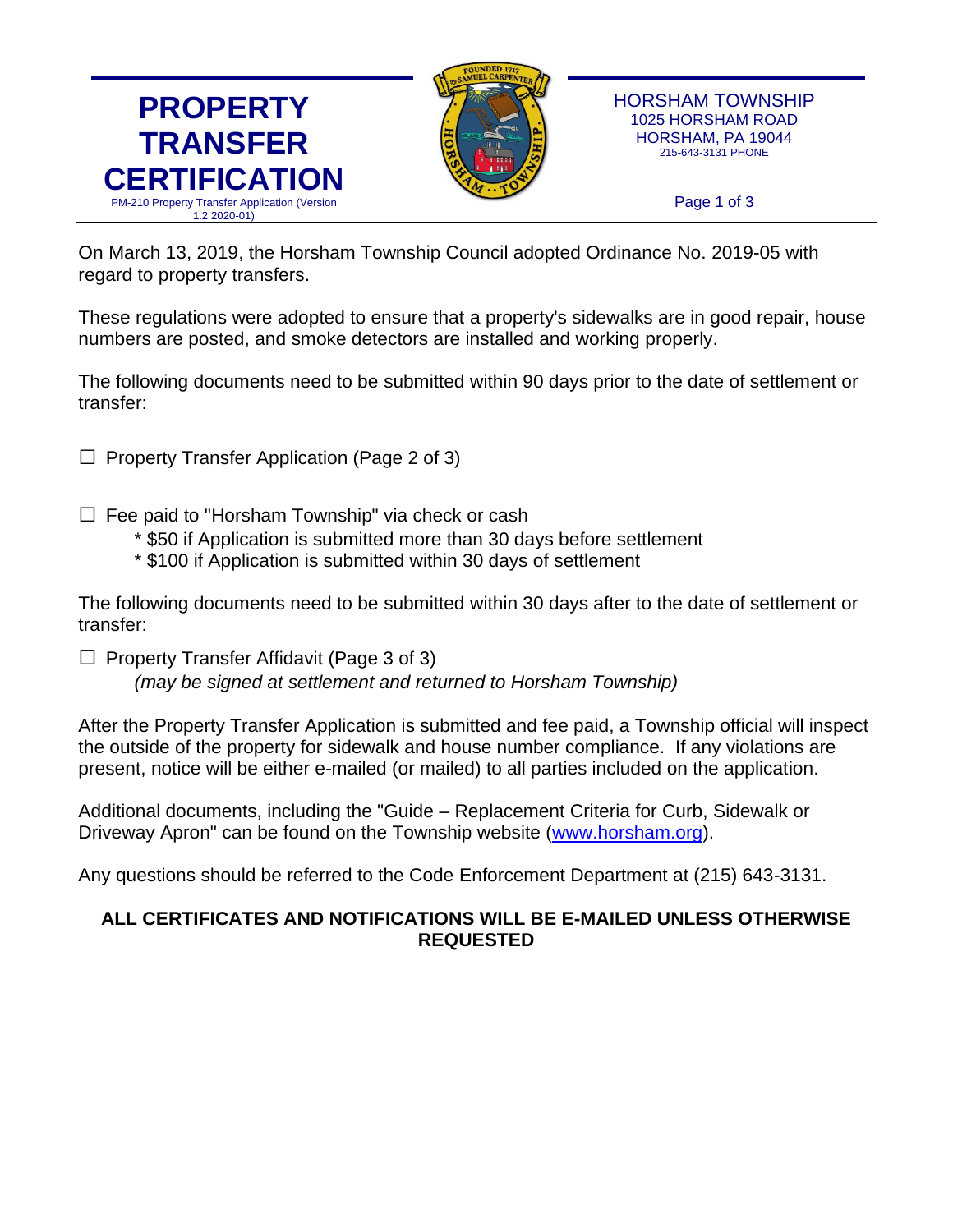# PROPERTY TRANSFER CERTIFICATION

PM-210 Property Transfer Application (Version 1.2 2020-01)

HORSHAM TOWNSHIP
1025 HORSHAM ROAD
HORSHAM, PA 19044
215-643-3131 PHONE

On March 13, 2019, the Horsham Township Council adopted Ordinance No. 2019-05 with regard to property transfers.

These regulations were adopted to ensure that a property's sidewalks are in good repair, house numbers are posted, and smoke detectors are installed and working properly.

The following documents need to be submitted within 90 days prior to the date of settlement or transfer:

☐ Property Transfer Application (Page 2 of 3)

☐ Fee paid to "Horsham Township" via check or cash
  * $50 if Application is submitted more than 30 days before settlement
  * $100 if Application is submitted within 30 days of settlement

The following documents need to be submitted within 30 days after to the date of settlement or transfer:

☐ Property Transfer Affidavit (Page 3 of 3)
  *(may be signed at settlement and returned to Horsham Township)*

After the Property Transfer Application is submitted and fee paid, a Township official will inspect the outside of the property for sidewalk and house number compliance. If any violations are present, notice will be either e-mailed (or mailed) to all parties included on the application.

Additional documents, including the "Guide – Replacement Criteria for Curb, Sidewalk or Driveway Apron" can be found on the Township website ([www.horsham.org](http://www.horsham.org)).

Any questions should be referred to the Code Enforcement Department at (215) 643-3131.

**ALL CERTIFICATES AND NOTIFICATIONS WILL BE E-MAILED UNLESS OTHERWISE REQUESTED**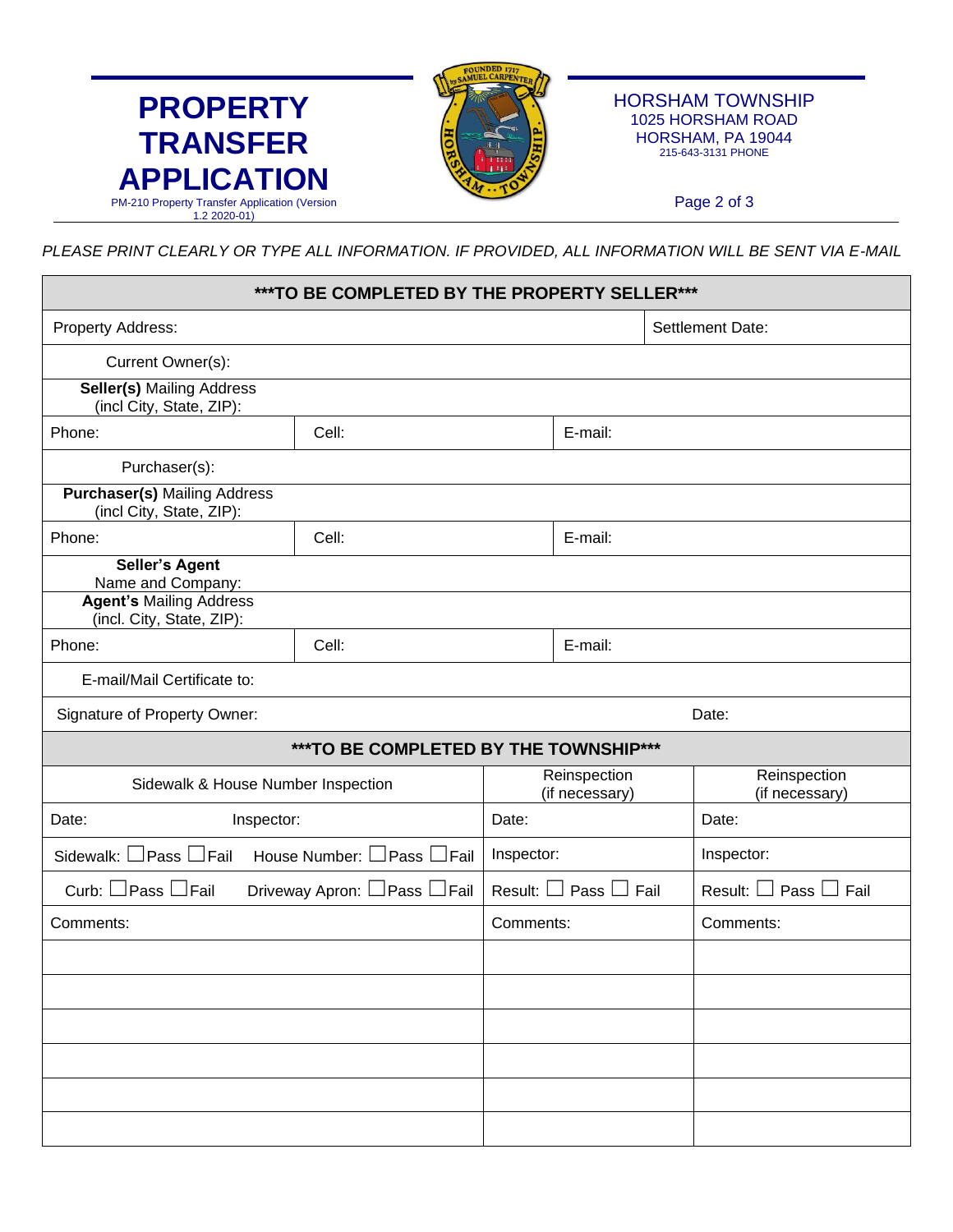# PROPERTY TRANSFER APPLICATION

PM-210 Property Transfer Application (Version 1.2 2020-01)

HORSHAM TOWNSHIP
1025 HORSHAM ROAD
HORSHAM, PA 19044
215-643-3131 PHONE

*PLEASE PRINT CLEARLY OR TYPE ALL INFORMATION. IF PROVIDED, ALL INFORMATION WILL BE SENT VIA E-MAIL*

| \*\*\*TO BE COMPLETED BY THE PROPERTY SELLER\*\*\* | | |
|---|---|---|
| Property Address: | | Settlement Date: |
| Current Owner(s): | | |
| **Seller(s)** Mailing Address (incl City, State, ZIP): | | |
| Phone: | Cell: | E-mail: |
| Purchaser(s): | | |
| **Purchaser(s)** Mailing Address (incl City, State, ZIP): | | |
| Phone: | Cell: | E-mail: |
| **Seller's Agent** Name and Company: | | |
| **Agent's** Mailing Address (incl. City, State, ZIP): | | |
| Phone: | Cell: | E-mail: |
| E-mail/Mail Certificate to: | | |
| Signature of Property Owner: | | Date: |

| \*\*\*TO BE COMPLETED BY THE TOWNSHIP\*\*\* | | | |
|---|---|---|---|
| Sidewalk & House Number Inspection | | Reinspection (if necessary) | Reinspection (if necessary) |
| Date: | Inspector: | Date: | Date: |
| Sidewalk: ☐Pass ☐Fail | House Number: ☐Pass ☐Fail | Inspector: | Inspector: |
| Curb: ☐Pass ☐Fail | Driveway Apron: ☐Pass ☐Fail | Result: ☐ Pass ☐ Fail | Result: ☐ Pass ☐ Fail |
| Comments: | | Comments: | Comments: |
| | | | |
| | | | |
| | | | |
| | | | |
| | | | |
| | | | |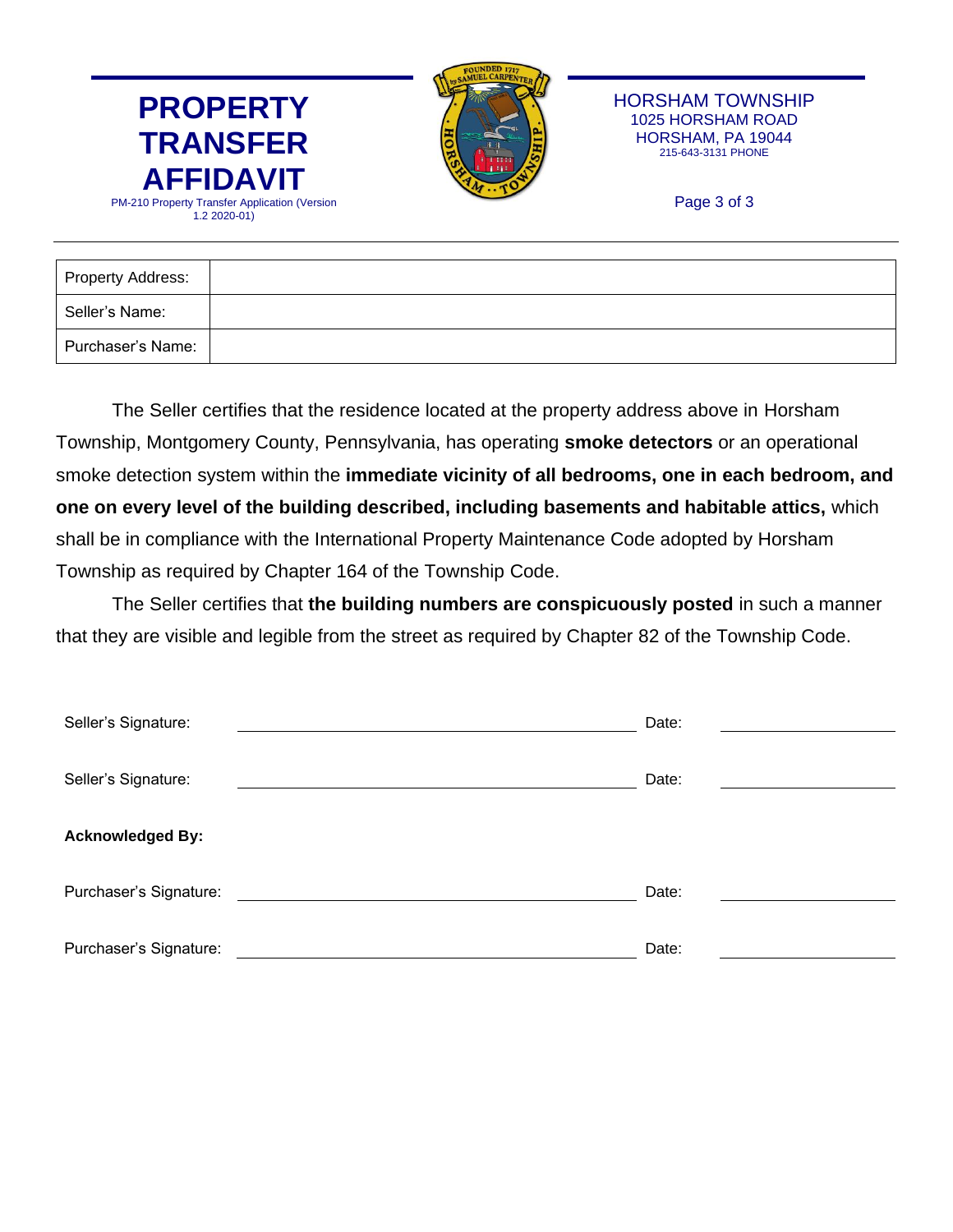# PROPERTY TRANSFER AFFIDAVIT

PM-210 Property Transfer Application (Version 1.2 2020-01)

HORSHAM TOWNSHIP
1025 HORSHAM ROAD
HORSHAM, PA 19044
215-643-3131 PHONE

| | |
|---|---|
| Property Address: | |
| Seller's Name: | |
| Purchaser's Name: | |

The Seller certifies that the residence located at the property address above in Horsham Township, Montgomery County, Pennsylvania, has operating **smoke detectors** or an operational smoke detection system within the **immediate vicinity of all bedrooms, one in each bedroom, and one on every level of the building described, including basements and habitable attics,** which shall be in compliance with the International Property Maintenance Code adopted by Horsham Township as required by Chapter 164 of the Township Code.

The Seller certifies that **the building numbers are conspicuously posted** in such a manner that they are visible and legible from the street as required by Chapter 82 of the Township Code.

Seller's Signature: ______________________________ Date: ______________

Seller's Signature: ______________________________ Date: ______________

**Acknowledged By:**

Purchaser's Signature: ______________________________ Date: ______________

Purchaser's Signature: ______________________________ Date: ______________